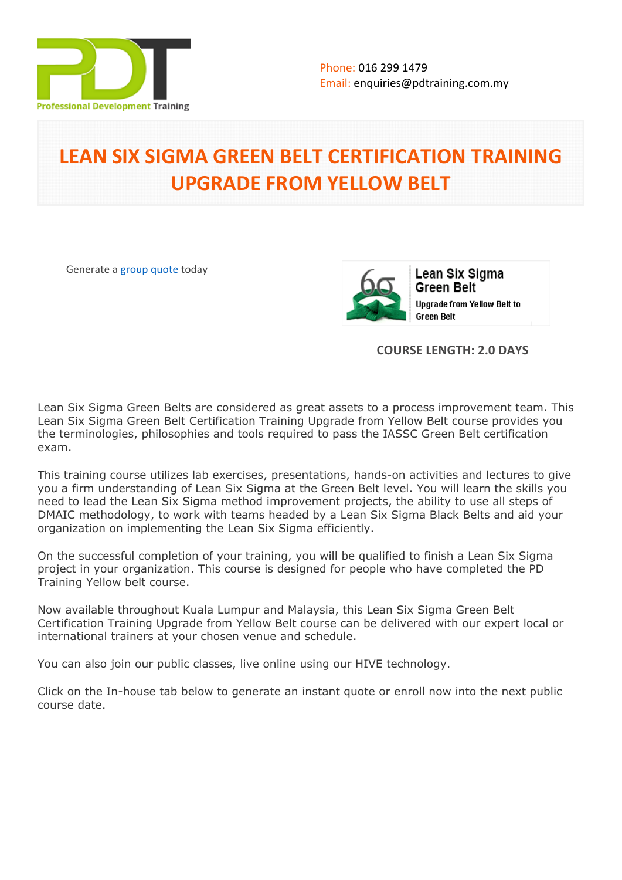Phone: 016 299 1479
Email: enquiries@pdtraining.com.my

# LEAN SIX SIGMA GREEN BELT CERTIFICATION TRAINING UPGRADE FROM YELLOW BELT

Generate a group quote today

**COURSE LENGTH: 2.0 DAYS**

Lean Six Sigma Green Belts are considered as great assets to a process improvement team. This Lean Six Sigma Green Belt Certification Training Upgrade from Yellow Belt course provides you the terminologies, philosophies and tools required to pass the IASSC Green Belt certification exam.

This training course utilizes lab exercises, presentations, hands-on activities and lectures to give you a firm understanding of Lean Six Sigma at the Green Belt level. You will learn the skills you need to lead the Lean Six Sigma method improvement projects, the ability to use all steps of DMAIC methodology, to work with teams headed by a Lean Six Sigma Black Belts and aid your organization on implementing the Lean Six Sigma efficiently.

On the successful completion of your training, you will be qualified to finish a Lean Six Sigma project in your organization. This course is designed for people who have completed the PD Training Yellow belt course.

Now available throughout Kuala Lumpur and Malaysia, this Lean Six Sigma Green Belt Certification Training Upgrade from Yellow Belt course can be delivered with our expert local or international trainers at your chosen venue and schedule.

You can also join our public classes, live online using our HIVE technology.

Click on the In-house tab below to generate an instant quote or enroll now into the next public course date.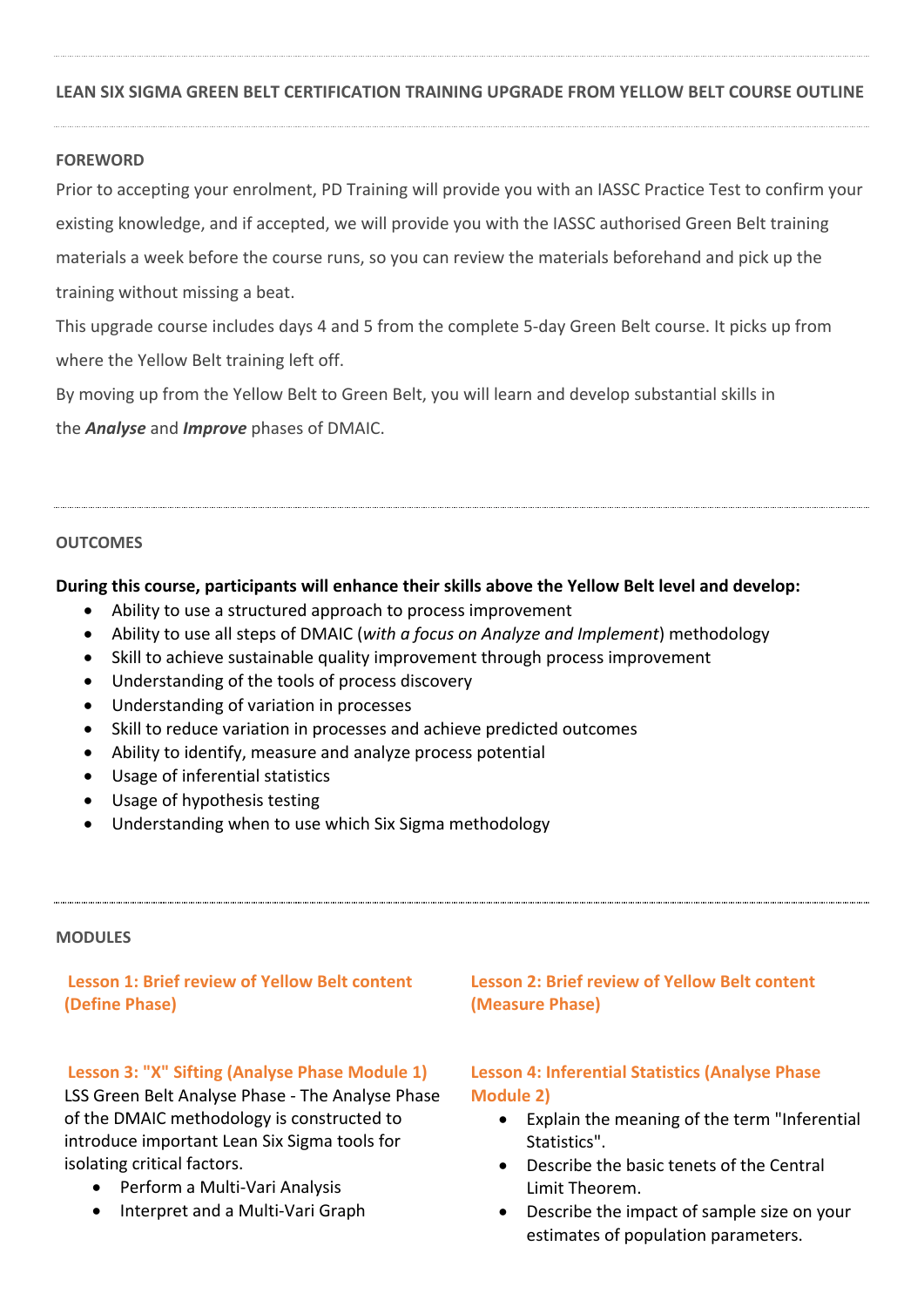## LEAN SIX SIGMA GREEN BELT CERTIFICATION TRAINING UPGRADE FROM YELLOW BELT COURSE OUTLINE

### FOREWORD

Prior to accepting your enrolment, PD Training will provide you with an IASSC Practice Test to confirm your existing knowledge, and if accepted, we will provide you with the IASSC authorised Green Belt training materials a week before the course runs, so you can review the materials beforehand and pick up the training without missing a beat.

This upgrade course includes days 4 and 5 from the complete 5-day Green Belt course. It picks up from where the Yellow Belt training left off.

By moving up from the Yellow Belt to Green Belt, you will learn and develop substantial skills in the ***Analyse*** and ***Improve*** phases of DMAIC.

### OUTCOMES

**During this course, participants will enhance their skills above the Yellow Belt level and develop:**

- Ability to use a structured approach to process improvement
- Ability to use all steps of DMAIC (*with a focus on Analyze and Implement*) methodology
- Skill to achieve sustainable quality improvement through process improvement
- Understanding of the tools of process discovery
- Understanding of variation in processes
- Skill to reduce variation in processes and achieve predicted outcomes
- Ability to identify, measure and analyze process potential
- Usage of inferential statistics
- Usage of hypothesis testing
- Understanding when to use which Six Sigma methodology

### MODULES

#### Lesson 1: Brief review of Yellow Belt content (Define Phase)

#### Lesson 2: Brief review of Yellow Belt content (Measure Phase)

#### Lesson 3: "X" Sifting (Analyse Phase Module 1)

LSS Green Belt Analyse Phase - The Analyse Phase of the DMAIC methodology is constructed to introduce important Lean Six Sigma tools for isolating critical factors.

- Perform a Multi-Vari Analysis
- Interpret and a Multi-Vari Graph

#### Lesson 4: Inferential Statistics (Analyse Phase Module 2)

- Explain the meaning of the term "Inferential Statistics".
- Describe the basic tenets of the Central Limit Theorem.
- Describe the impact of sample size on your estimates of population parameters.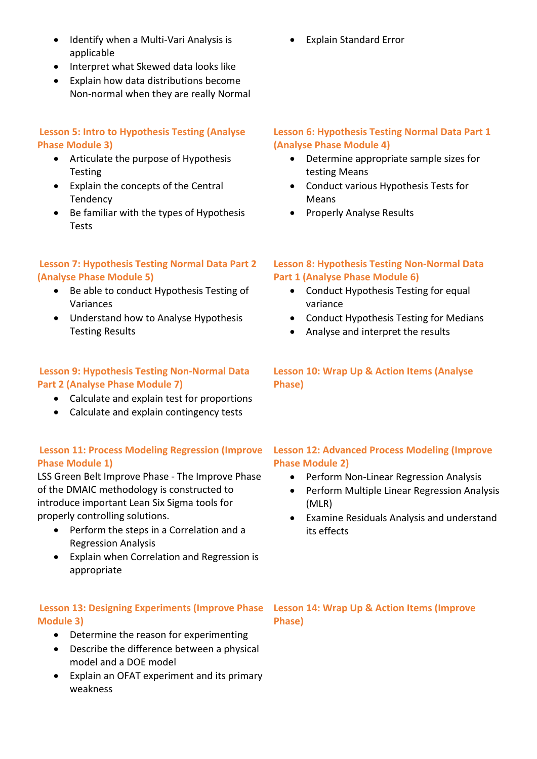- Identify when a Multi-Vari Analysis is applicable
- Interpret what Skewed data looks like
- Explain how data distributions become Non-normal when they are really Normal
- Explain Standard Error

### Lesson 5: Intro to Hypothesis Testing (Analyse Phase Module 3)

- Articulate the purpose of Hypothesis Testing
- Explain the concepts of the Central Tendency
- Be familiar with the types of Hypothesis Tests

### Lesson 6: Hypothesis Testing Normal Data Part 1 (Analyse Phase Module 4)

- Determine appropriate sample sizes for testing Means
- Conduct various Hypothesis Tests for Means
- Properly Analyse Results

### Lesson 7: Hypothesis Testing Normal Data Part 2 (Analyse Phase Module 5)

- Be able to conduct Hypothesis Testing of Variances
- Understand how to Analyse Hypothesis Testing Results

### Lesson 8: Hypothesis Testing Non-Normal Data Part 1 (Analyse Phase Module 6)

- Conduct Hypothesis Testing for equal variance
- Conduct Hypothesis Testing for Medians
- Analyse and interpret the results

### Lesson 9: Hypothesis Testing Non-Normal Data Part 2 (Analyse Phase Module 7)

- Calculate and explain test for proportions
- Calculate and explain contingency tests

### Lesson 10: Wrap Up & Action Items (Analyse Phase)

### Lesson 11: Process Modeling Regression (Improve Phase Module 1)

LSS Green Belt Improve Phase - The Improve Phase of the DMAIC methodology is constructed to introduce important Lean Six Sigma tools for properly controlling solutions.

- Perform the steps in a Correlation and a Regression Analysis
- Explain when Correlation and Regression is appropriate

### Lesson 12: Advanced Process Modeling (Improve Phase Module 2)

- Perform Non-Linear Regression Analysis
- Perform Multiple Linear Regression Analysis (MLR)
- Examine Residuals Analysis and understand its effects

### Lesson 13: Designing Experiments (Improve Phase Module 3)

- Determine the reason for experimenting
- Describe the difference between a physical model and a DOE model
- Explain an OFAT experiment and its primary weakness

### Lesson 14: Wrap Up & Action Items (Improve Phase)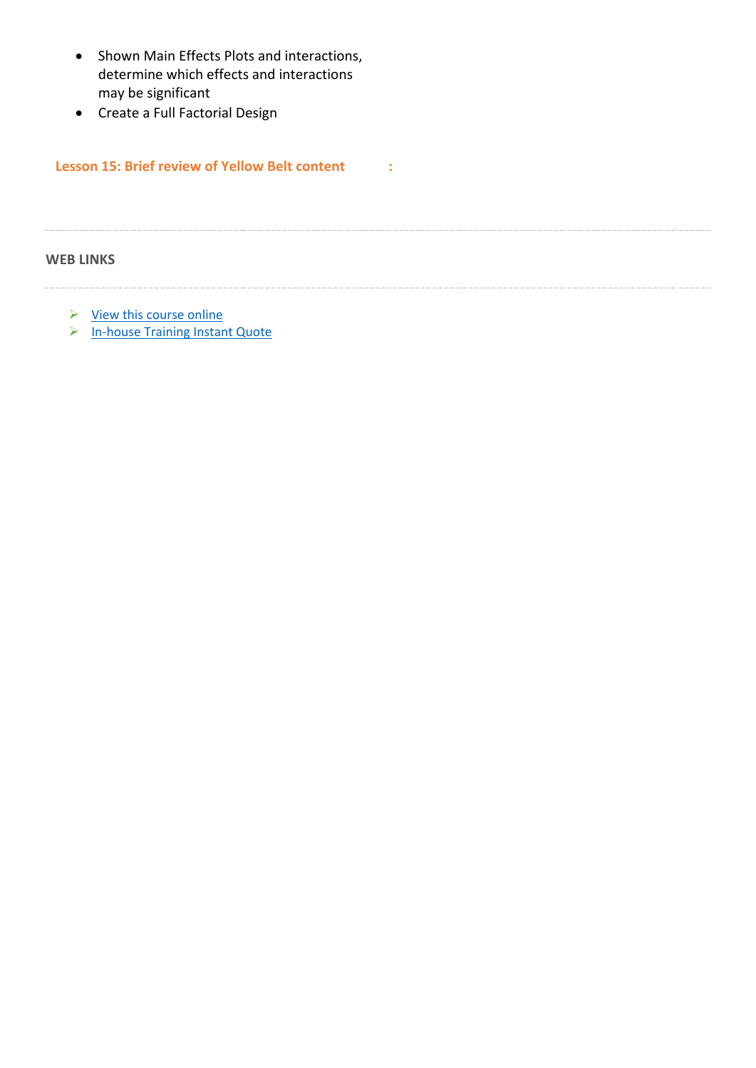- Shown Main Effects Plots and interactions, determine which effects and interactions may be significant
- Create a Full Factorial Design

**Lesson 15: Brief review of Yellow Belt content :**

## WEB LINKS

- View this course online
- In-house Training Instant Quote